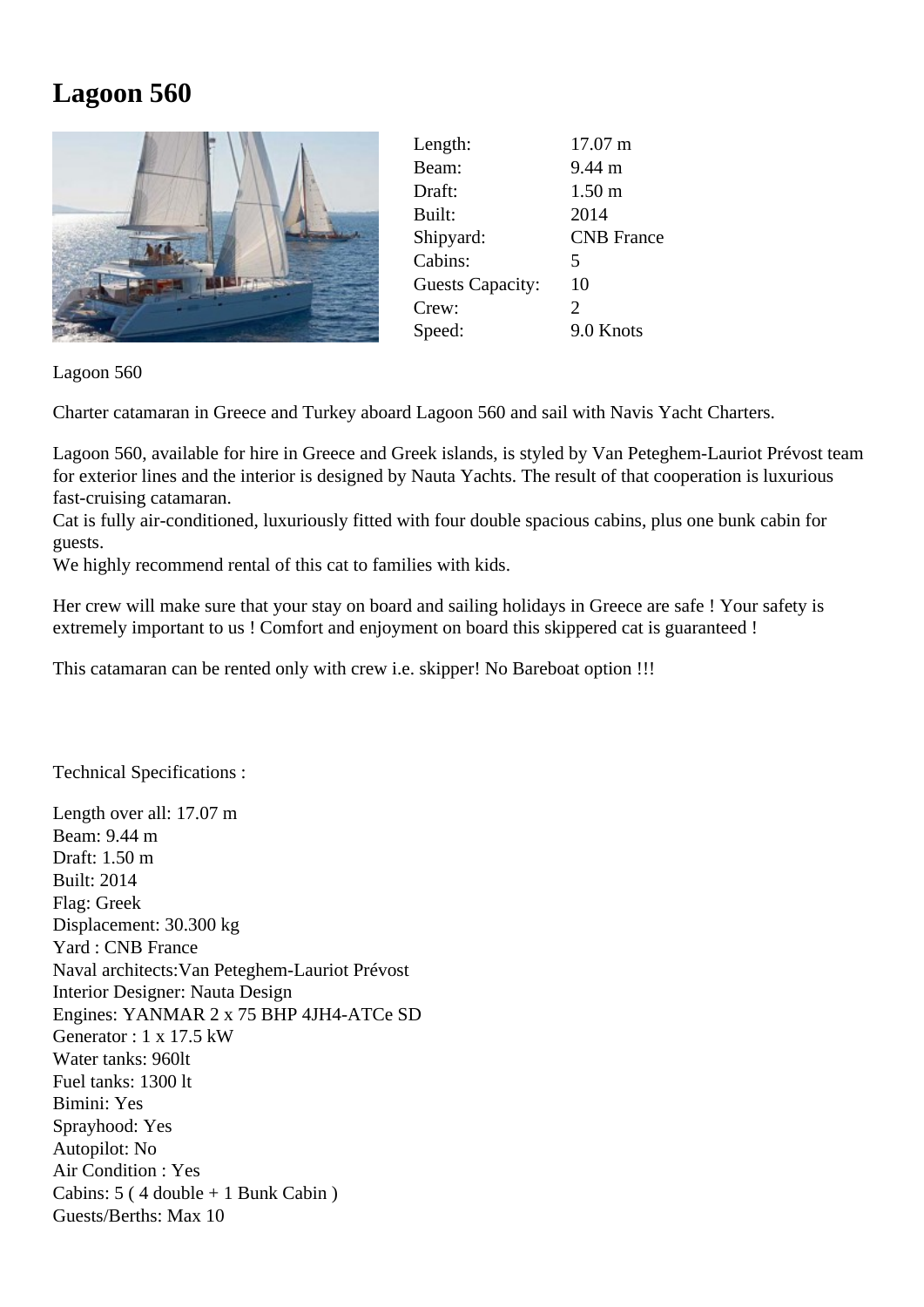# Lagoon 560

| | |
|---|---|
| Length: | 17.07 m |
| Beam: | 9.44 m |
| Draft: | 1.50 m |
| Built: | 2014 |
| Shipyard: | CNB France |
| Cabins: | 5 |
| Guests Capacity: | 10 |
| Crew: | 2 |
| Speed: | 9.0 Knots |

Lagoon 560

Charter catamaran in Greece and Turkey aboard Lagoon 560 and sail with Navis Yacht Charters.

Lagoon 560, available for hire in Greece and Greek islands, is styled by Van Peteghem-Lauriot Prévost team for exterior lines and the interior is designed by Nauta Yachts. The result of that cooperation is luxurious fast-cruising catamaran.
Cat is fully air-conditioned, luxuriously fitted with four double spacious cabins, plus one bunk cabin for guests.
We highly recommend rental of this cat to families with kids.

Her crew will make sure that your stay on board and sailing holidays in Greece are safe ! Your safety is extremely important to us ! Comfort and enjoyment on board this skippered cat is guaranteed !

This catamaran can be rented only with crew i.e. skipper! No Bareboat option !!!

Technical Specifications :

Length over all: 17.07 m
Beam: 9.44 m
Draft: 1.50 m
Built: 2014
Flag: Greek
Displacement: 30.300 kg
Yard : CNB France
Naval architects:Van Peteghem-Lauriot Prévost
Interior Designer: Nauta Design
Engines: YANMAR 2 x 75 BHP 4JH4-ATCe SD
Generator : 1 x 17.5 kW
Water tanks: 960lt
Fuel tanks: 1300 lt
Bimini: Yes
Sprayhood: Yes
Autopilot: No
Air Condition : Yes
Cabins: 5 ( 4 double + 1 Bunk Cabin )
Guests/Berths: Max 10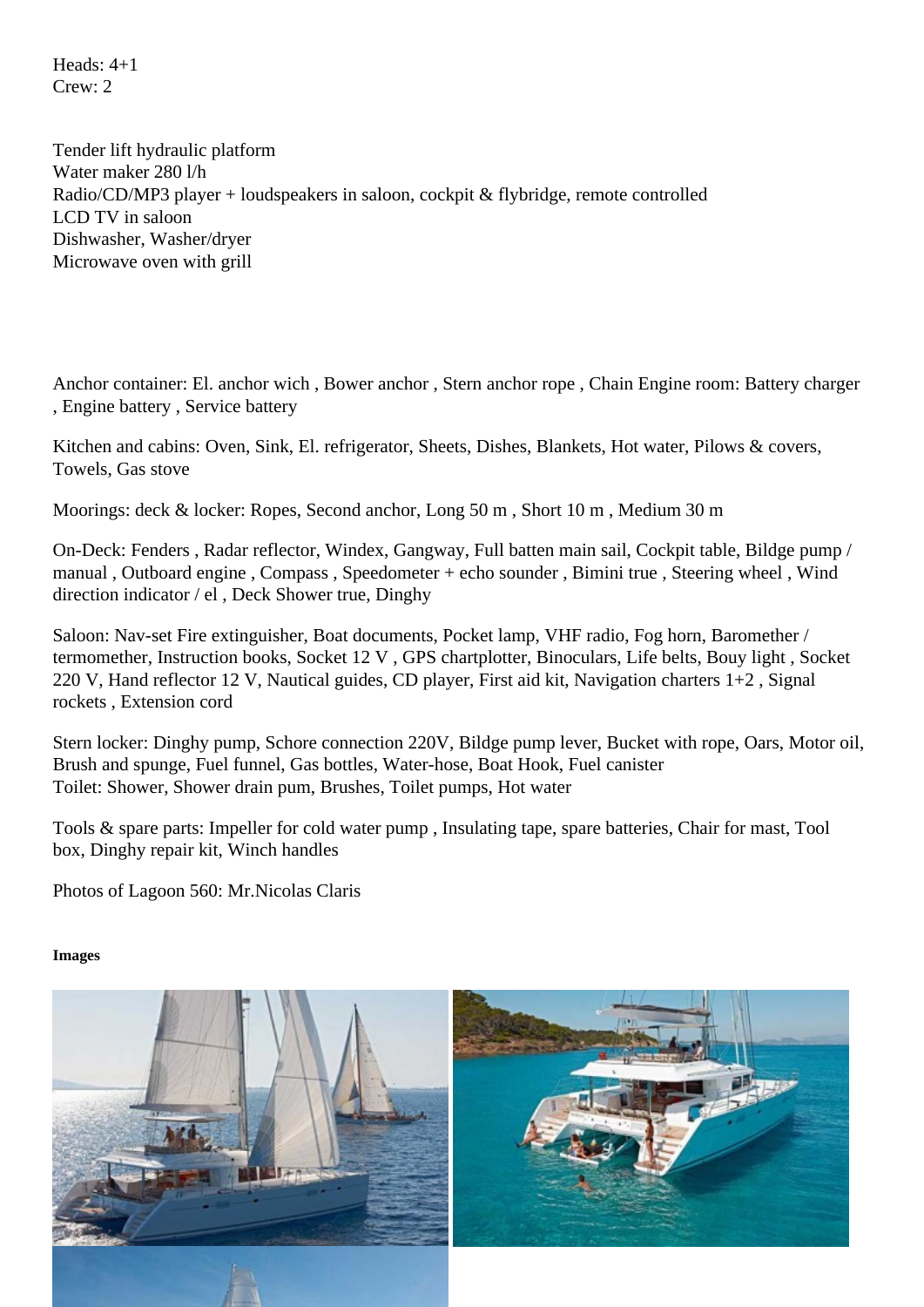Heads: 4+1
Crew: 2

Tender lift hydraulic platform
Water maker 280 l/h
Radio/CD/MP3 player + loudspeakers in saloon, cockpit & flybridge, remote controlled
LCD TV in saloon
Dishwasher, Washer/dryer
Microwave oven with grill

Anchor container: El. anchor wich , Bower anchor , Stern anchor rope , Chain Engine room: Battery charger , Engine battery , Service battery

Kitchen and cabins: Oven, Sink, El. refrigerator, Sheets, Dishes, Blankets, Hot water, Pilows & covers, Towels, Gas stove

Moorings: deck & locker: Ropes, Second anchor, Long 50 m , Short 10 m , Medium 30 m

On-Deck: Fenders , Radar reflector, Windex, Gangway, Full batten main sail, Cockpit table, Bildge pump / manual , Outboard engine , Compass , Speedometer + echo sounder , Bimini true , Steering wheel , Wind direction indicator / el , Deck Shower true, Dinghy

Saloon: Nav-set Fire extinguisher, Boat documents, Pocket lamp, VHF radio, Fog horn, Baromether / termomether, Instruction books, Socket 12 V , GPS chartplotter, Binoculars, Life belts, Bouy light , Socket 220 V, Hand reflector 12 V, Nautical guides, CD player, First aid kit, Navigation charters 1+2 , Signal rockets , Extension cord

Stern locker: Dinghy pump, Schore connection 220V, Bildge pump lever, Bucket with rope, Oars, Motor oil, Brush and spunge, Fuel funnel, Gas bottles, Water-hose, Boat Hook, Fuel canister
Toilet: Shower, Shower drain pum, Brushes, Toilet pumps, Hot water

Tools & spare parts: Impeller for cold water pump , Insulating tape, spare batteries, Chair for mast, Tool box, Dinghy repair kit, Winch handles

Photos of Lagoon 560: Mr.Nicolas Claris

**Images**